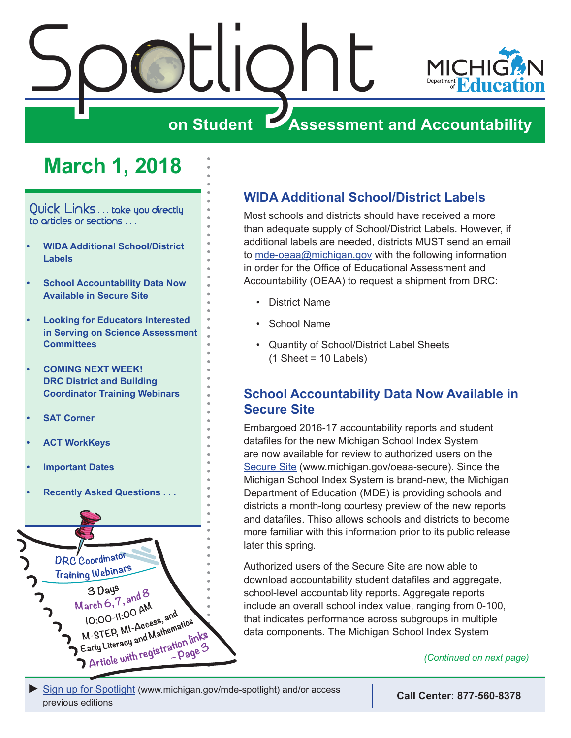# Spotlight on Student Assessment and Accountability

Michigan Department of Education

## March 1, 2018

Quick Links . . . take you directly to articles or sections . . .

- WIDA Additional School/District Labels
- School Accountability Data Now Available in Secure Site
- Looking for Educators Interested in Serving on Science Assessment Committees
- COMING NEXT WEEK! DRC District and Building Coordinator Training Webinars
- SAT Corner
- ACT WorkKeys
- Important Dates
- Recently Asked Questions . . .

DRC Coordinator Training Webinars
3 Days
March 6, 7, and 8
10:00-11:00 AM
M-STEP, MI-Access, and Early Literacy and Mathematics
Article with registration links – Page 3

## WIDA Additional School/District Labels

Most schools and districts should have received a more than adequate supply of School/District Labels. However, if additional labels are needed, districts MUST send an email to mde-oeaa@michigan.gov with the following information in order for the Office of Educational Assessment and Accountability (OEAA) to request a shipment from DRC:

- District Name
- School Name
- Quantity of School/District Label Sheets (1 Sheet = 10 Labels)

## School Accountability Data Now Available in Secure Site

Embargoed 2016-17 accountability reports and student datafiles for the new Michigan School Index System are now available for review to authorized users on the Secure Site (www.michigan.gov/oeaa-secure). Since the Michigan School Index System is brand-new, the Michigan Department of Education (MDE) is providing schools and districts a month-long courtesy preview of the new reports and datafiles. Thiso allows schools and districts to become more familiar with this information prior to its public release later this spring.

Authorized users of the Secure Site are now able to download accountability student datafiles and aggregate, school-level accountability reports. Aggregate reports include an overall school index value, ranging from 0-100, that indicates performance across subgroups in multiple data components. The Michigan School Index System

*(Continued on next page)*

► Sign up for Spotlight (www.michigan.gov/mde-spotlight) and/or access previous editions

**Call Center: 877-560-8378**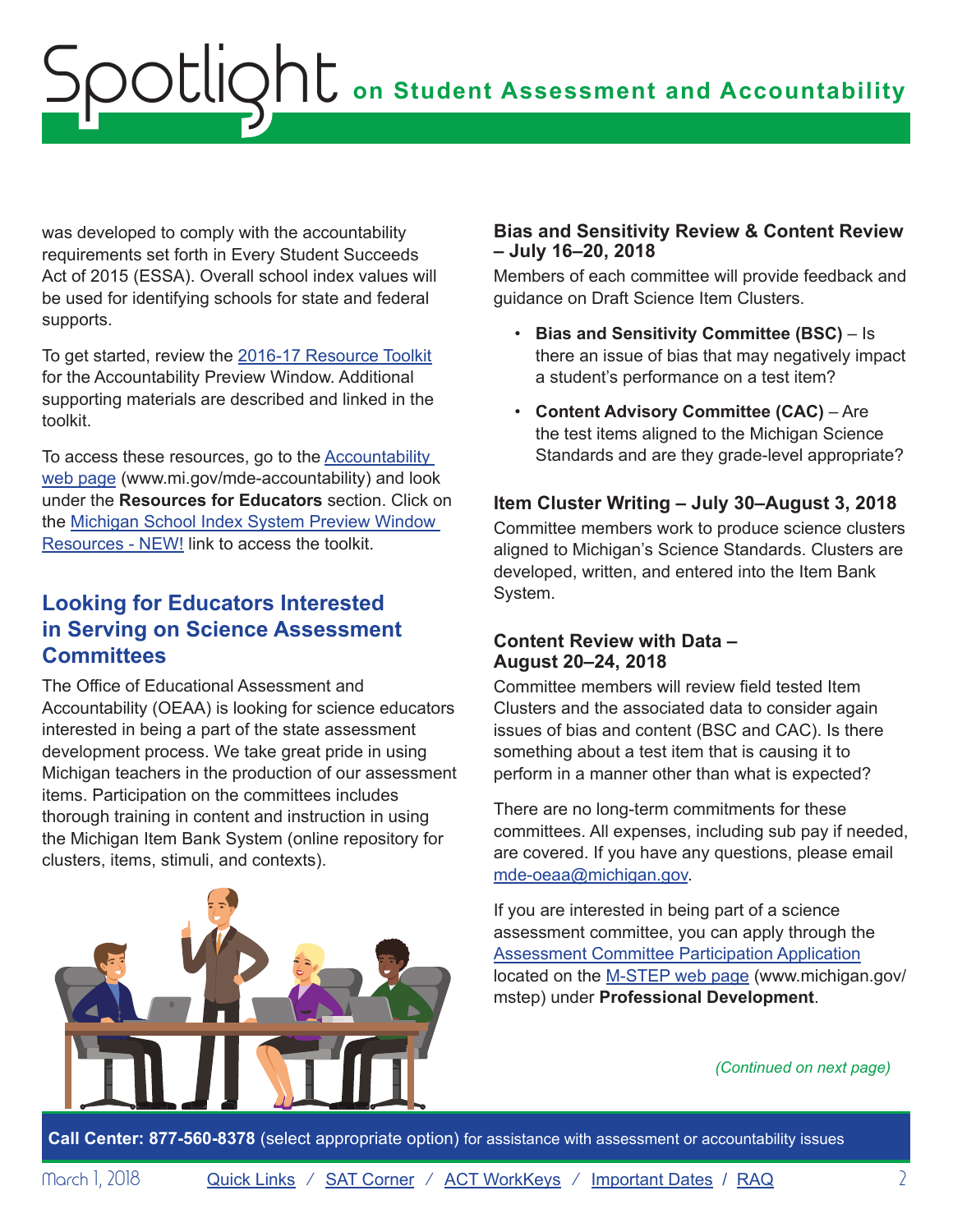was developed to comply with the accountability requirements set forth in Every Student Succeeds Act of 2015 (ESSA). Overall school index values will be used for identifying schools for state and federal supports.

To get started, review the 2016-17 Resource Toolkit for the Accountability Preview Window. Additional supporting materials are described and linked in the toolkit.

To access these resources, go to the Accountability web page (www.mi.gov/mde-accountability) and look under the **Resources for Educators** section. Click on the Michigan School Index System Preview Window Resources - NEW! link to access the toolkit.

## Looking for Educators Interested in Serving on Science Assessment Committees

The Office of Educational Assessment and Accountability (OEAA) is looking for science educators interested in being a part of the state assessment development process. We take great pride in using Michigan teachers in the production of our assessment items. Participation on the committees includes thorough training in content and instruction in using the Michigan Item Bank System (online repository for clusters, items, stimuli, and contexts).

### Bias and Sensitivity Review & Content Review – July 16–20, 2018

Members of each committee will provide feedback and guidance on Draft Science Item Clusters.

- **Bias and Sensitivity Committee (BSC)** – Is there an issue of bias that may negatively impact a student's performance on a test item?
- **Content Advisory Committee (CAC)** – Are the test items aligned to the Michigan Science Standards and are they grade-level appropriate?

### Item Cluster Writing – July 30–August 3, 2018

Committee members work to produce science clusters aligned to Michigan's Science Standards. Clusters are developed, written, and entered into the Item Bank System.

### Content Review with Data – August 20–24, 2018

Committee members will review field tested Item Clusters and the associated data to consider again issues of bias and content (BSC and CAC). Is there something about a test item that is causing it to perform in a manner other than what is expected?

There are no long-term commitments for these committees. All expenses, including sub pay if needed, are covered. If you have any questions, please email mde-oeaa@michigan.gov.

If you are interested in being part of a science assessment committee, you can apply through the Assessment Committee Participation Application located on the M-STEP web page (www.michigan.gov/mstep) under **Professional Development**.

*(Continued on next page)*

**Call Center: 877-560-8378** (select appropriate option) for assistance with assessment or accountability issues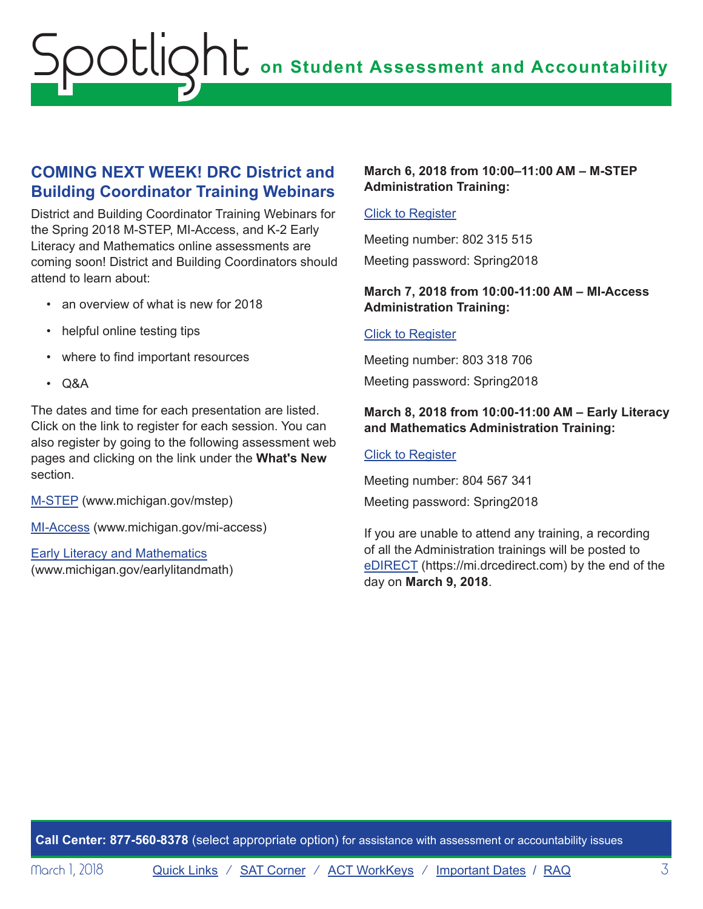## COMING NEXT WEEK! DRC District and Building Coordinator Training Webinars

District and Building Coordinator Training Webinars for the Spring 2018 M-STEP, MI-Access, and K-2 Early Literacy and Mathematics online assessments are coming soon! District and Building Coordinators should attend to learn about:

- an overview of what is new for 2018
- helpful online testing tips
- where to find important resources
- Q&A

The dates and time for each presentation are listed. Click on the link to register for each session. You can also register by going to the following assessment web pages and clicking on the link under the **What's New** section.

M-STEP (www.michigan.gov/mstep)

MI-Access (www.michigan.gov/mi-access)

Early Literacy and Mathematics (www.michigan.gov/earlylitandmath)

**March 6, 2018 from 10:00–11:00 AM – M-STEP Administration Training:**

Click to Register

Meeting number: 802 315 515

Meeting password: Spring2018

**March 7, 2018 from 10:00-11:00 AM – MI-Access Administration Training:**

Click to Register

Meeting number: 803 318 706

Meeting password: Spring2018

**March 8, 2018 from 10:00-11:00 AM – Early Literacy and Mathematics Administration Training:**

Click to Register

Meeting number: 804 567 341

Meeting password: Spring2018

If you are unable to attend any training, a recording of all the Administration trainings will be posted to eDIRECT (https://mi.drcedirect.com) by the end of the day on **March 9, 2018**.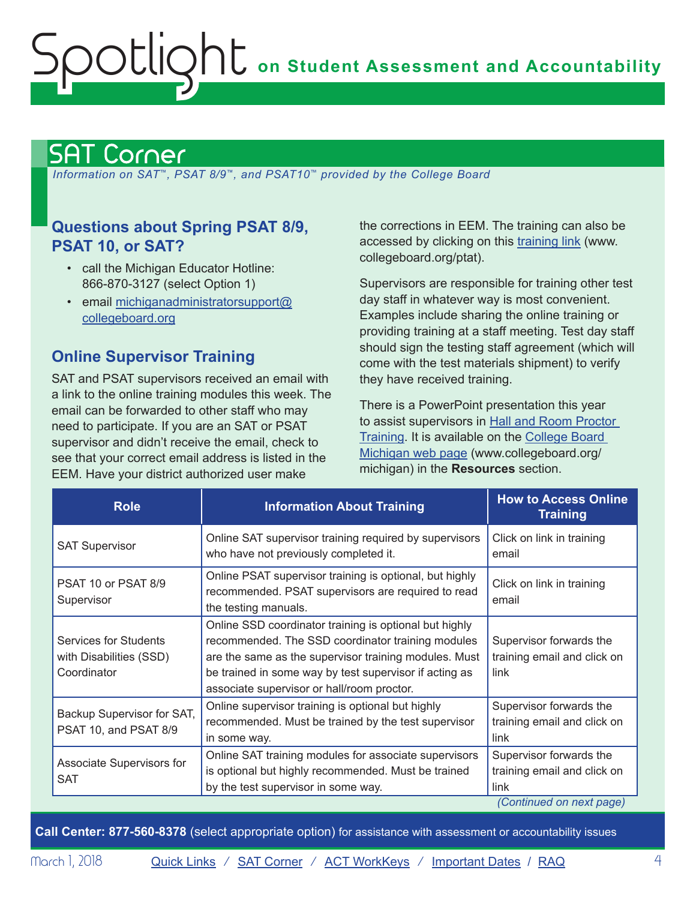## SAT Corner

*Information on SAT™, PSAT 8/9™, and PSAT10™ provided by the College Board*

### Questions about Spring PSAT 8/9, PSAT 10, or SAT?

- call the Michigan Educator Hotline: 866-870-3127 (select Option 1)
- email michiganadministratorsupport@collegeboard.org

### Online Supervisor Training

SAT and PSAT supervisors received an email with a link to the online training modules this week. The email can be forwarded to other staff who may need to participate. If you are an SAT or PSAT supervisor and didn't receive the email, check to see that your correct email address is listed in the EEM. Have your district authorized user make the corrections in EEM. The training can also be accessed by clicking on this training link (www.collegeboard.org/ptat).

Supervisors are responsible for training other test day staff in whatever way is most convenient. Examples include sharing the online training or providing training at a staff meeting. Test day staff should sign the testing staff agreement (which will come with the test materials shipment) to verify they have received training.

There is a PowerPoint presentation this year to assist supervisors in Hall and Room Proctor Training. It is available on the College Board Michigan web page (www.collegeboard.org/michigan) in the **Resources** section.

| Role | Information About Training | How to Access Online Training |
|---|---|---|
| SAT Supervisor | Online SAT supervisor training required by supervisors who have not previously completed it. | Click on link in training email |
| PSAT 10 or PSAT 8/9 Supervisor | Online PSAT supervisor training is optional, but highly recommended. PSAT supervisors are required to read the testing manuals. | Click on link in training email |
| Services for Students with Disabilities (SSD) Coordinator | Online SSD coordinator training is optional but highly recommended. The SSD coordinator training modules are the same as the supervisor training modules. Must be trained in some way by test supervisor if acting as associate supervisor or hall/room proctor. | Supervisor forwards the training email and click on link |
| Backup Supervisor for SAT, PSAT 10, and PSAT 8/9 | Online supervisor training is optional but highly recommended. Must be trained by the test supervisor in some way. | Supervisor forwards the training email and click on link |
| Associate Supervisors for SAT | Online SAT training modules for associate supervisors is optional but highly recommended. Must be trained by the test supervisor in some way. | Supervisor forwards the training email and click on link |

*(Continued on next page)*

**Call Center: 877-560-8378** (select appropriate option) for assistance with assessment or accountability issues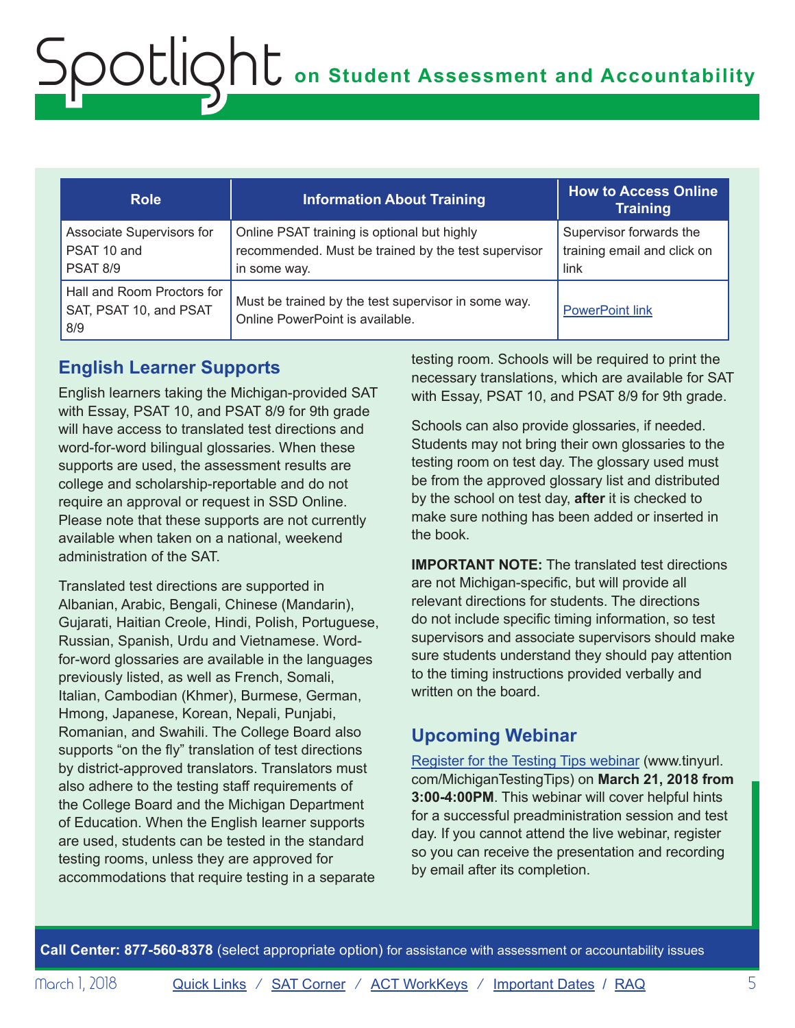| Role | Information About Training | How to Access Online Training |
|---|---|---|
| Associate Supervisors for PSAT 10 and PSAT 8/9 | Online PSAT training is optional but highly recommended. Must be trained by the test supervisor in some way. | Supervisor forwards the training email and click on link |
| Hall and Room Proctors for SAT, PSAT 10, and PSAT 8/9 | Must be trained by the test supervisor in some way. Online PowerPoint is available. | PowerPoint link |

## English Learner Supports

English learners taking the Michigan-provided SAT with Essay, PSAT 10, and PSAT 8/9 for 9th grade will have access to translated test directions and word-for-word bilingual glossaries. When these supports are used, the assessment results are college and scholarship-reportable and do not require an approval or request in SSD Online. Please note that these supports are not currently available when taken on a national, weekend administration of the SAT.

Translated test directions are supported in Albanian, Arabic, Bengali, Chinese (Mandarin), Gujarati, Haitian Creole, Hindi, Polish, Portuguese, Russian, Spanish, Urdu and Vietnamese. Word-for-word glossaries are available in the languages previously listed, as well as French, Somali, Italian, Cambodian (Khmer), Burmese, German, Hmong, Japanese, Korean, Nepali, Punjabi, Romanian, and Swahili. The College Board also supports "on the fly" translation of test directions by district-approved translators. Translators must also adhere to the testing staff requirements of the College Board and the Michigan Department of Education. When the English learner supports are used, students can be tested in the standard testing rooms, unless they are approved for accommodations that require testing in a separate testing room. Schools will be required to print the necessary translations, which are available for SAT with Essay, PSAT 10, and PSAT 8/9 for 9th grade.

Schools can also provide glossaries, if needed. Students may not bring their own glossaries to the testing room on test day. The glossary used must be from the approved glossary list and distributed by the school on test day, **after** it is checked to make sure nothing has been added or inserted in the book.

**IMPORTANT NOTE:** The translated test directions are not Michigan-specific, but will provide all relevant directions for students. The directions do not include specific timing information, so test supervisors and associate supervisors should make sure students understand they should pay attention to the timing instructions provided verbally and written on the board.

## Upcoming Webinar

Register for the Testing Tips webinar (www.tinyurl.com/MichiganTestingTips) on **March 21, 2018 from 3:00-4:00PM**. This webinar will cover helpful hints for a successful preadministration session and test day. If you cannot attend the live webinar, register so you can receive the presentation and recording by email after its completion.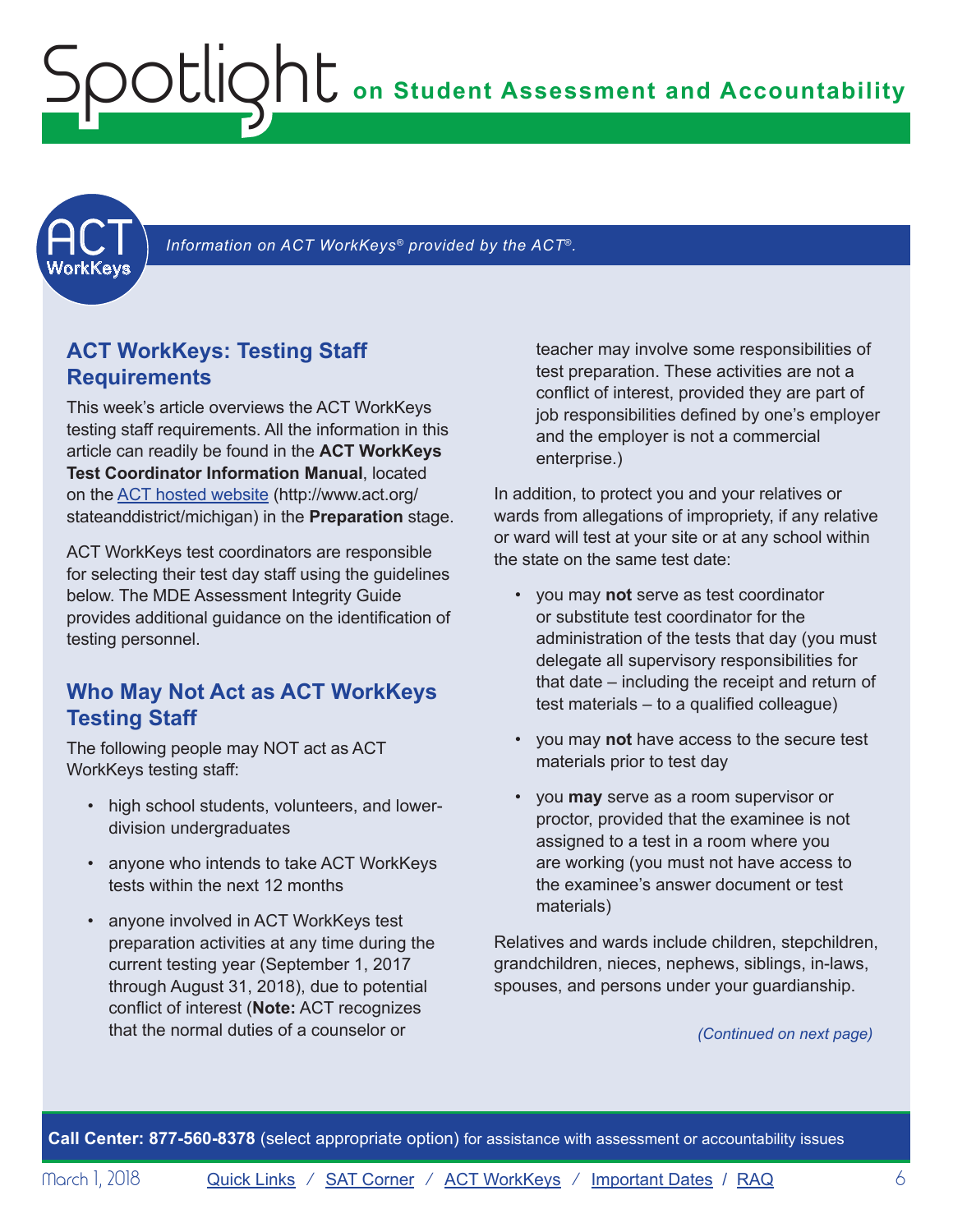*Information on ACT WorkKeys® provided by the ACT®.*

## ACT WorkKeys: Testing Staff Requirements

This week's article overviews the ACT WorkKeys testing staff requirements. All the information in this article can readily be found in the **ACT WorkKeys Test Coordinator Information Manual**, located on the ACT hosted website (http://www.act.org/stateanddistrict/michigan) in the **Preparation** stage.

ACT WorkKeys test coordinators are responsible for selecting their test day staff using the guidelines below. The MDE Assessment Integrity Guide provides additional guidance on the identification of testing personnel.

## Who May Not Act as ACT WorkKeys Testing Staff

The following people may NOT act as ACT WorkKeys testing staff:

- high school students, volunteers, and lower-division undergraduates
- anyone who intends to take ACT WorkKeys tests within the next 12 months
- anyone involved in ACT WorkKeys test preparation activities at any time during the current testing year (September 1, 2017 through August 31, 2018), due to potential conflict of interest (**Note:** ACT recognizes that the normal duties of a counselor or teacher may involve some responsibilities of test preparation. These activities are not a conflict of interest, provided they are part of job responsibilities defined by one's employer and the employer is not a commercial enterprise.)

In addition, to protect you and your relatives or wards from allegations of impropriety, if any relative or ward will test at your site or at any school within the state on the same test date:

- you may **not** serve as test coordinator or substitute test coordinator for the administration of the tests that day (you must delegate all supervisory responsibilities for that date – including the receipt and return of test materials – to a qualified colleague)
- you may **not** have access to the secure test materials prior to test day
- you **may** serve as a room supervisor or proctor, provided that the examinee is not assigned to a test in a room where you are working (you must not have access to the examinee's answer document or test materials)

Relatives and wards include children, stepchildren, grandchildren, nieces, nephews, siblings, in-laws, spouses, and persons under your guardianship.

*(Continued on next page)*

**Call Center: 877-560-8378** (select appropriate option) for assistance with assessment or accountability issues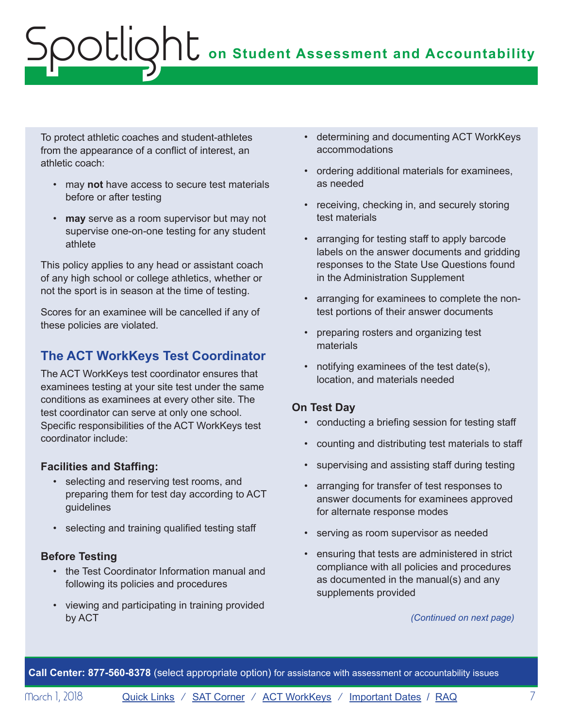To protect athletic coaches and student-athletes from the appearance of a conflict of interest, an athletic coach:

- may **not** have access to secure test materials before or after testing
- **may** serve as a room supervisor but may not supervise one-on-one testing for any student athlete

This policy applies to any head or assistant coach of any high school or college athletics, whether or not the sport is in season at the time of testing.

Scores for an examinee will be cancelled if any of these policies are violated.

## The ACT WorkKeys Test Coordinator

The ACT WorkKeys test coordinator ensures that examinees testing at your site test under the same conditions as examinees at every other site. The test coordinator can serve at only one school. Specific responsibilities of the ACT WorkKeys test coordinator include:

### Facilities and Staffing:

- selecting and reserving test rooms, and preparing them for test day according to ACT guidelines
- selecting and training qualified testing staff

### Before Testing

- the Test Coordinator Information manual and following its policies and procedures
- viewing and participating in training provided by ACT
- determining and documenting ACT WorkKeys accommodations
- ordering additional materials for examinees, as needed
- receiving, checking in, and securely storing test materials
- arranging for testing staff to apply barcode labels on the answer documents and gridding responses to the State Use Questions found in the Administration Supplement
- arranging for examinees to complete the non-test portions of their answer documents
- preparing rosters and organizing test materials
- notifying examinees of the test date(s), location, and materials needed

### On Test Day

- conducting a briefing session for testing staff
- counting and distributing test materials to staff
- supervising and assisting staff during testing
- arranging for transfer of test responses to answer documents for examinees approved for alternate response modes
- serving as room supervisor as needed
- ensuring that tests are administered in strict compliance with all policies and procedures as documented in the manual(s) and any supplements provided

*(Continued on next page)*

**Call Center: 877-560-8378** (select appropriate option) for assistance with assessment or accountability issues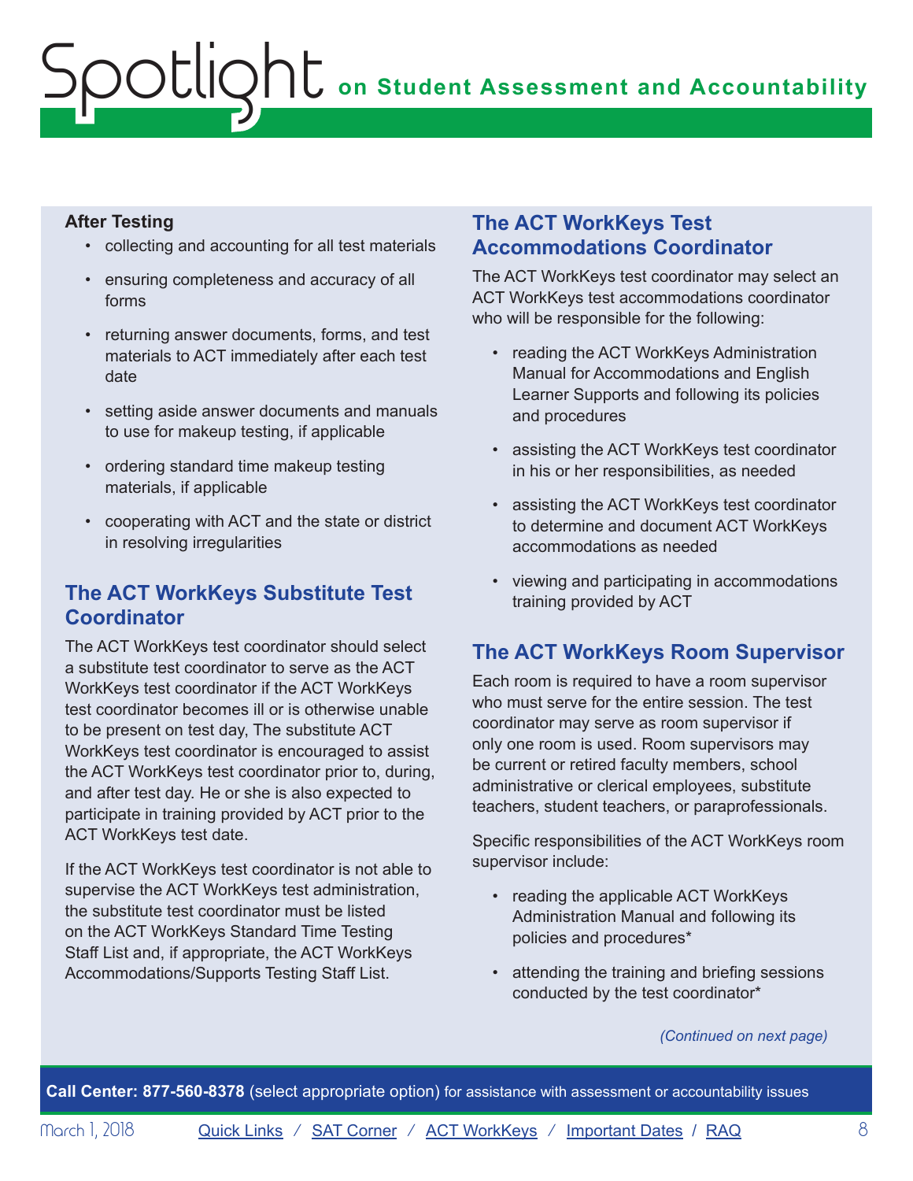**After Testing**

- collecting and accounting for all test materials
- ensuring completeness and accuracy of all forms
- returning answer documents, forms, and test materials to ACT immediately after each test date
- setting aside answer documents and manuals to use for makeup testing, if applicable
- ordering standard time makeup testing materials, if applicable
- cooperating with ACT and the state or district in resolving irregularities

## The ACT WorkKeys Substitute Test Coordinator

The ACT WorkKeys test coordinator should select a substitute test coordinator to serve as the ACT WorkKeys test coordinator if the ACT WorkKeys test coordinator becomes ill or is otherwise unable to be present on test day, The substitute ACT WorkKeys test coordinator is encouraged to assist the ACT WorkKeys test coordinator prior to, during, and after test day. He or she is also expected to participate in training provided by ACT prior to the ACT WorkKeys test date.

If the ACT WorkKeys test coordinator is not able to supervise the ACT WorkKeys test administration, the substitute test coordinator must be listed on the ACT WorkKeys Standard Time Testing Staff List and, if appropriate, the ACT WorkKeys Accommodations/Supports Testing Staff List.

## The ACT WorkKeys Test Accommodations Coordinator

The ACT WorkKeys test coordinator may select an ACT WorkKeys test accommodations coordinator who will be responsible for the following:

- reading the ACT WorkKeys Administration Manual for Accommodations and English Learner Supports and following its policies and procedures
- assisting the ACT WorkKeys test coordinator in his or her responsibilities, as needed
- assisting the ACT WorkKeys test coordinator to determine and document ACT WorkKeys accommodations as needed
- viewing and participating in accommodations training provided by ACT

## The ACT WorkKeys Room Supervisor

Each room is required to have a room supervisor who must serve for the entire session. The test coordinator may serve as room supervisor if only one room is used. Room supervisors may be current or retired faculty members, school administrative or clerical employees, substitute teachers, student teachers, or paraprofessionals.

Specific responsibilities of the ACT WorkKeys room supervisor include:

- reading the applicable ACT WorkKeys Administration Manual and following its policies and procedures*
- attending the training and briefing sessions conducted by the test coordinator*

*(Continued on next page)*

**Call Center: 877-560-8378** (select appropriate option) for assistance with assessment or accountability issues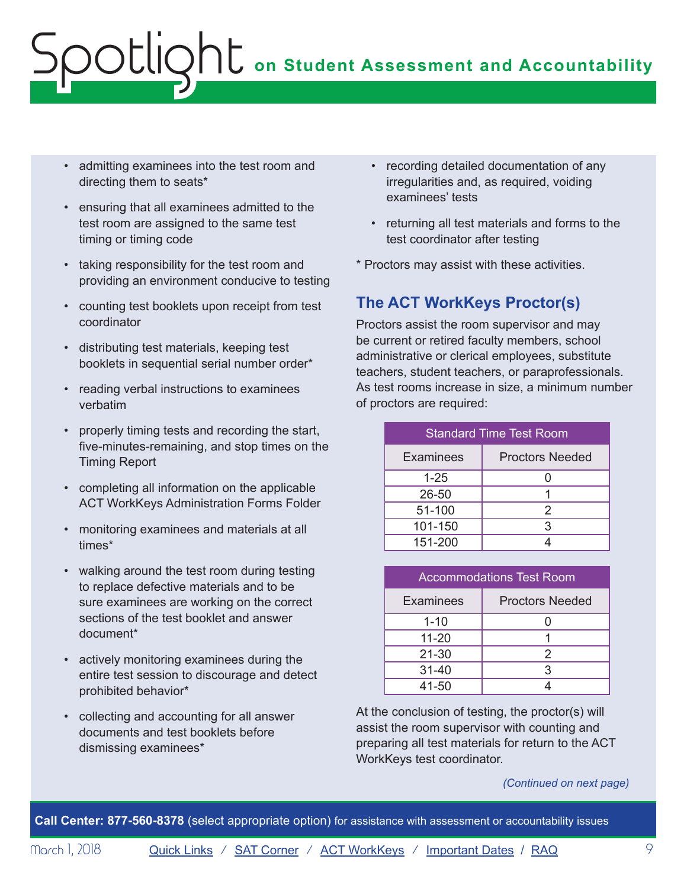- admitting examinees into the test room and directing them to seats*
- ensuring that all examinees admitted to the test room are assigned to the same test timing or timing code
- taking responsibility for the test room and providing an environment conducive to testing
- counting test booklets upon receipt from test coordinator
- distributing test materials, keeping test booklets in sequential serial number order*
- reading verbal instructions to examinees verbatim
- properly timing tests and recording the start, five-minutes-remaining, and stop times on the Timing Report
- completing all information on the applicable ACT WorkKeys Administration Forms Folder
- monitoring examinees and materials at all times*
- walking around the test room during testing to replace defective materials and to be sure examinees are working on the correct sections of the test booklet and answer document*
- actively monitoring examinees during the entire test session to discourage and detect prohibited behavior*
- collecting and accounting for all answer documents and test booklets before dismissing examinees*
- recording detailed documentation of any irregularities and, as required, voiding examinees' tests
- returning all test materials and forms to the test coordinator after testing

* Proctors may assist with these activities.

## The ACT WorkKeys Proctor(s)

Proctors assist the room supervisor and may be current or retired faculty members, school administrative or clerical employees, substitute teachers, student teachers, or paraprofessionals. As test rooms increase in size, a minimum number of proctors are required:

| Standard Time Test Room | |
|---|---|
| Examinees | Proctors Needed |
| 1-25 | 0 |
| 26-50 | 1 |
| 51-100 | 2 |
| 101-150 | 3 |
| 151-200 | 4 |

| Accommodations Test Room | |
|---|---|
| Examinees | Proctors Needed |
| 1-10 | 0 |
| 11-20 | 1 |
| 21-30 | 2 |
| 31-40 | 3 |
| 41-50 | 4 |

At the conclusion of testing, the proctor(s) will assist the room supervisor with counting and preparing all test materials for return to the ACT WorkKeys test coordinator.

*(Continued on next page)*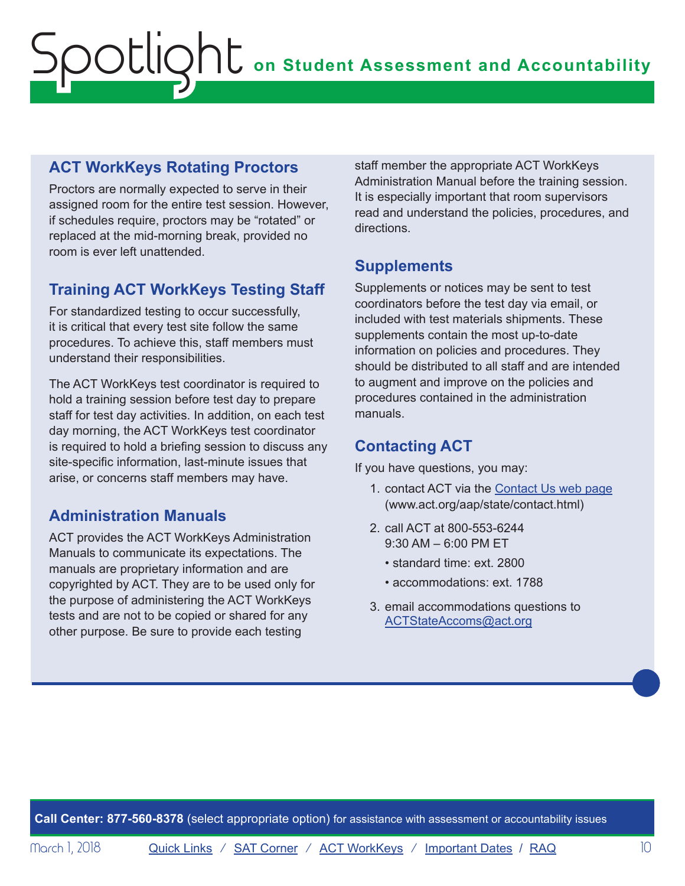## ACT WorkKeys Rotating Proctors

Proctors are normally expected to serve in their assigned room for the entire test session. However, if schedules require, proctors may be "rotated" or replaced at the mid-morning break, provided no room is ever left unattended.

## Training ACT WorkKeys Testing Staff

For standardized testing to occur successfully, it is critical that every test site follow the same procedures. To achieve this, staff members must understand their responsibilities.

The ACT WorkKeys test coordinator is required to hold a training session before test day to prepare staff for test day activities. In addition, on each test day morning, the ACT WorkKeys test coordinator is required to hold a briefing session to discuss any site-specific information, last-minute issues that arise, or concerns staff members may have.

## Administration Manuals

ACT provides the ACT WorkKeys Administration Manuals to communicate its expectations. The manuals are proprietary information and are copyrighted by ACT. They are to be used only for the purpose of administering the ACT WorkKeys tests and are not to be copied or shared for any other purpose. Be sure to provide each testing staff member the appropriate ACT WorkKeys Administration Manual before the training session. It is especially important that room supervisors read and understand the policies, procedures, and directions.

## Supplements

Supplements or notices may be sent to test coordinators before the test day via email, or included with test materials shipments. These supplements contain the most up-to-date information on policies and procedures. They should be distributed to all staff and are intended to augment and improve on the policies and procedures contained in the administration manuals.

## Contacting ACT

If you have questions, you may:

1. contact ACT via the Contact Us web page (www.act.org/aap/state/contact.html)
2. call ACT at 800-553-6244
   9:30 AM – 6:00 PM ET
   - standard time: ext. 2800
   - accommodations: ext. 1788
3. email accommodations questions to ACTStateAccoms@act.org

**Call Center: 877-560-8378** (select appropriate option) for assistance with assessment or accountability issues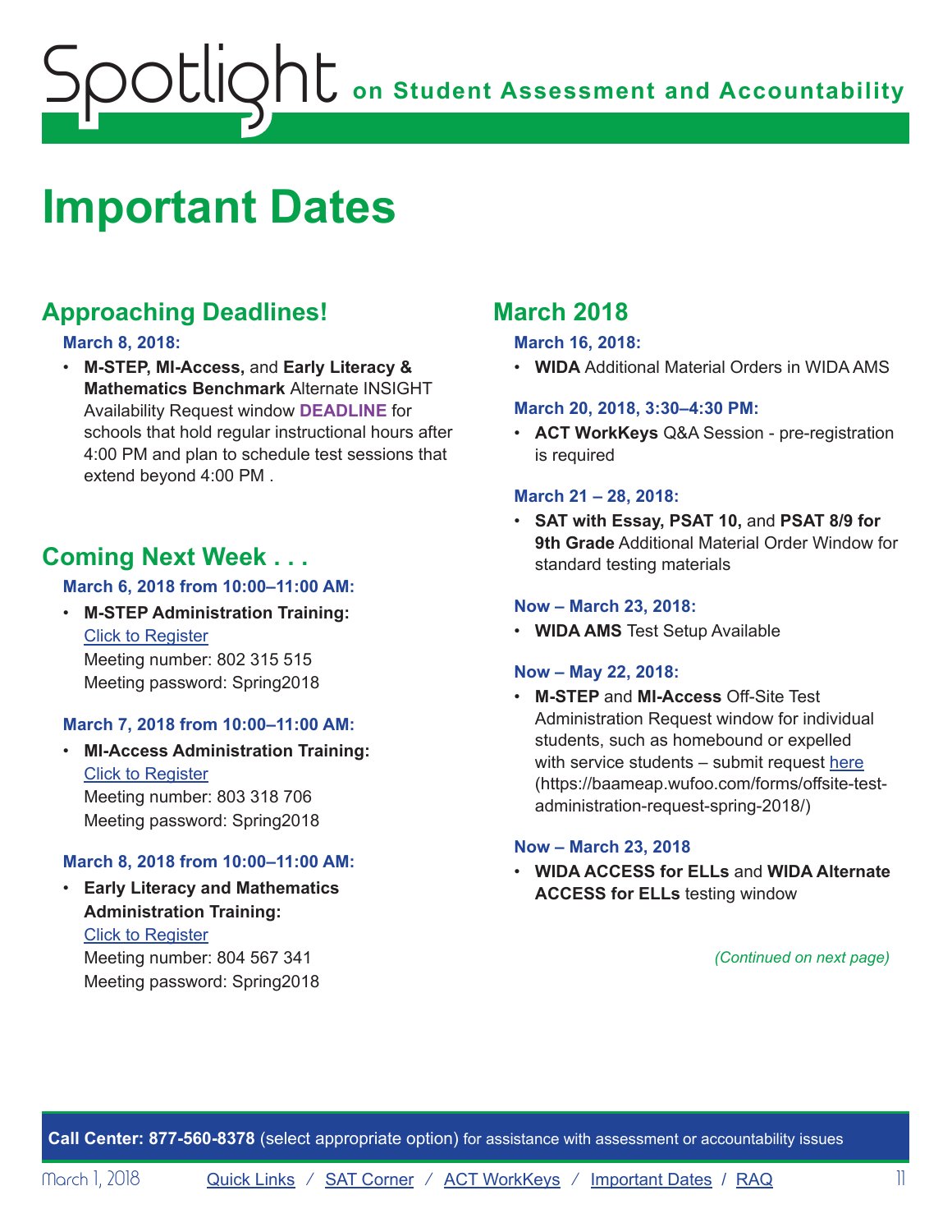# Important Dates

## Approaching Deadlines!

**March 8, 2018:**

- **M-STEP, MI-Access,** and **Early Literacy & Mathematics Benchmark** Alternate INSIGHT Availability Request window **DEADLINE** for schools that hold regular instructional hours after 4:00 PM and plan to schedule test sessions that extend beyond 4:00 PM .

## Coming Next Week . . .

**March 6, 2018 from 10:00–11:00 AM:**

- **M-STEP Administration Training:**
  Click to Register
  Meeting number: 802 315 515
  Meeting password: Spring2018

**March 7, 2018 from 10:00–11:00 AM:**

- **MI-Access Administration Training:**
  Click to Register
  Meeting number: 803 318 706
  Meeting password: Spring2018

**March 8, 2018 from 10:00–11:00 AM:**

- **Early Literacy and Mathematics Administration Training:**
  Click to Register
  Meeting number: 804 567 341
  Meeting password: Spring2018

## March 2018

**March 16, 2018:**

- **WIDA** Additional Material Orders in WIDA AMS

**March 20, 2018, 3:30–4:30 PM:**

- **ACT WorkKeys** Q&A Session - pre-registration is required

**March 21 – 28, 2018:**

- **SAT with Essay, PSAT 10,** and **PSAT 8/9 for 9th Grade** Additional Material Order Window for standard testing materials

**Now – March 23, 2018:**

- **WIDA AMS** Test Setup Available

**Now – May 22, 2018:**

- **M-STEP** and **MI-Access** Off-Site Test Administration Request window for individual students, such as homebound or expelled with service students – submit request here (https://baameap.wufoo.com/forms/offsite-test-administration-request-spring-2018/)

**Now – March 23, 2018**

- **WIDA ACCESS for ELLs** and **WIDA Alternate ACCESS for ELLs** testing window

*(Continued on next page)*

**Call Center: 877-560-8378** (select appropriate option) for assistance with assessment or accountability issues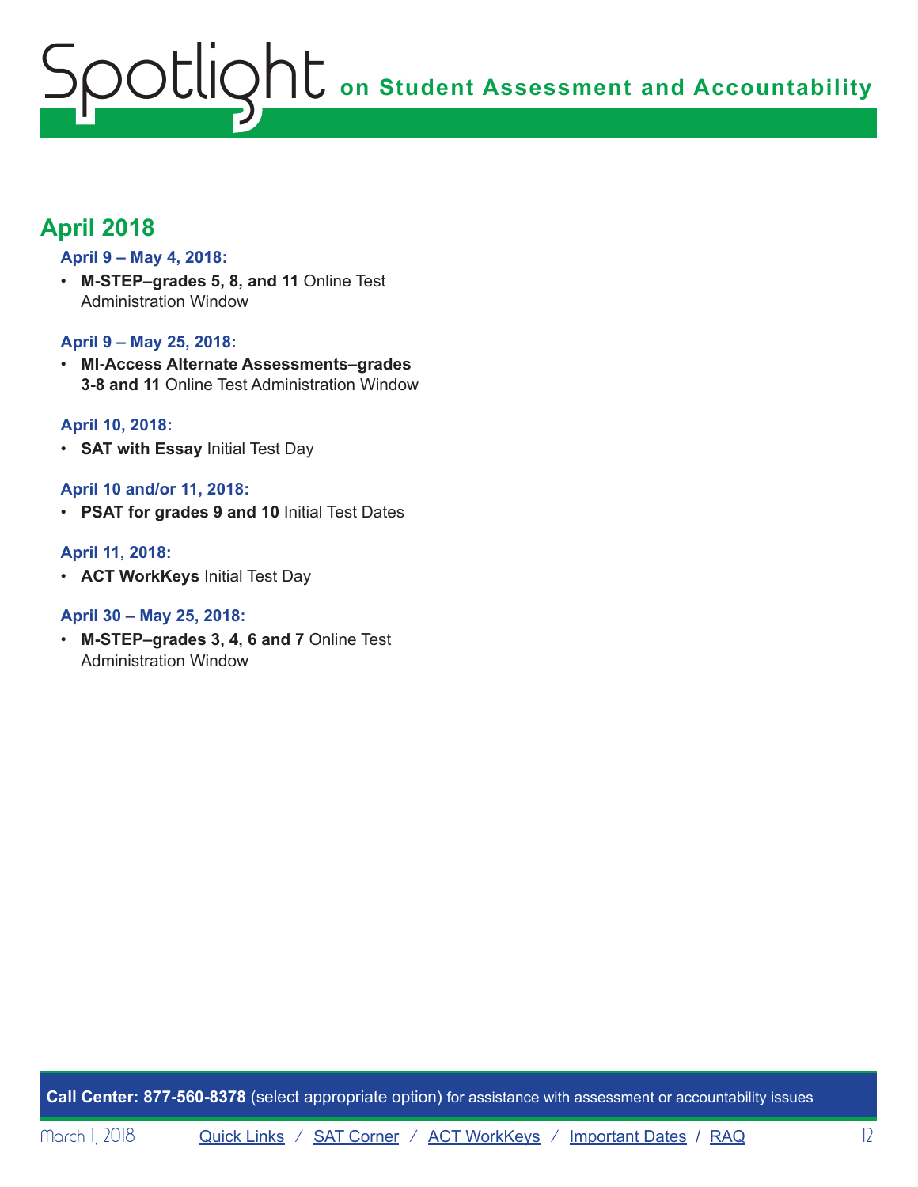## April 2018

### April 9 – May 4, 2018:

- **M-STEP–grades 5, 8, and 11** Online Test Administration Window

### April 9 – May 25, 2018:

- **MI-Access Alternate Assessments–grades 3-8 and 11** Online Test Administration Window

### April 10, 2018:

- **SAT with Essay** Initial Test Day

### April 10 and/or 11, 2018:

- **PSAT for grades 9 and 10** Initial Test Dates

### April 11, 2018:

- **ACT WorkKeys** Initial Test Day

### April 30 – May 25, 2018:

- **M-STEP–grades 3, 4, 6 and 7** Online Test Administration Window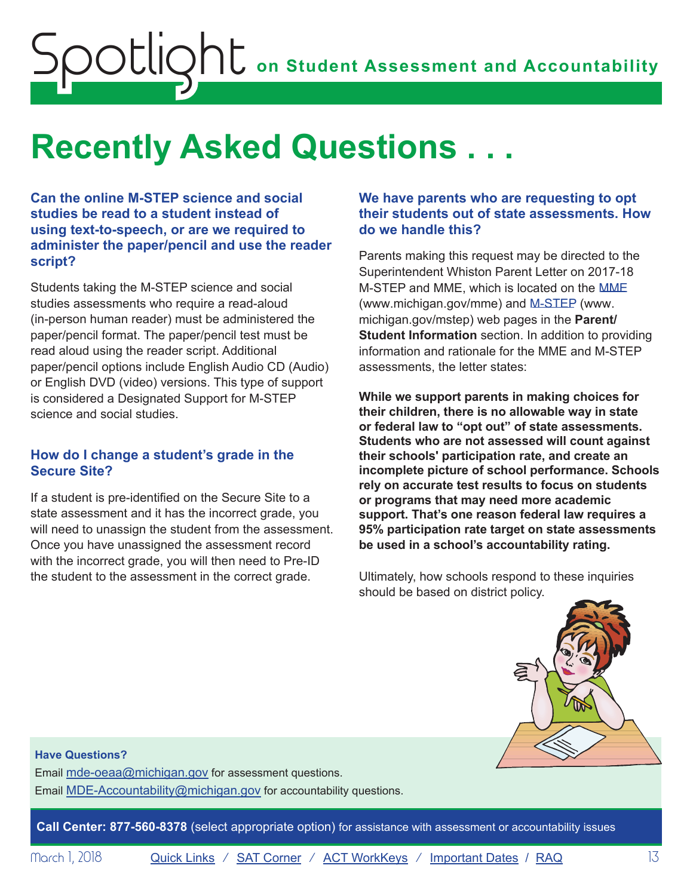# Recently Asked Questions . . .

### Can the online M-STEP science and social studies be read to a student instead of using text-to-speech, or are we required to administer the paper/pencil and use the reader script?

Students taking the M-STEP science and social studies assessments who require a read-aloud (in-person human reader) must be administered the paper/pencil format. The paper/pencil test must be read aloud using the reader script. Additional paper/pencil options include English Audio CD (Audio) or English DVD (video) versions. This type of support is considered a Designated Support for M-STEP science and social studies.

### How do I change a student's grade in the Secure Site?

If a student is pre-identified on the Secure Site to a state assessment and it has the incorrect grade, you will need to unassign the student from the assessment. Once you have unassigned the assessment record with the incorrect grade, you will then need to Pre-ID the student to the assessment in the correct grade.

### We have parents who are requesting to opt their students out of state assessments. How do we handle this?

Parents making this request may be directed to the Superintendent Whiston Parent Letter on 2017-18 M-STEP and MME, which is located on the MME (www.michigan.gov/mme) and M-STEP (www.michigan.gov/mstep) web pages in the **Parent/Student Information** section. In addition to providing information and rationale for the MME and M-STEP assessments, the letter states:

**While we support parents in making choices for their children, there is no allowable way in state or federal law to "opt out" of state assessments. Students who are not assessed will count against their schools' participation rate, and create an incomplete picture of school performance. Schools rely on accurate test results to focus on students or programs that may need more academic support. That's one reason federal law requires a 95% participation rate target on state assessments be used in a school's accountability rating.**

Ultimately, how schools respond to these inquiries should be based on district policy.

**Have Questions?**

Email mde-oeaa@michigan.gov for assessment questions.

Email MDE-Accountability@michigan.gov for accountability questions.

**Call Center: 877-560-8378** (select appropriate option) for assistance with assessment or accountability issues